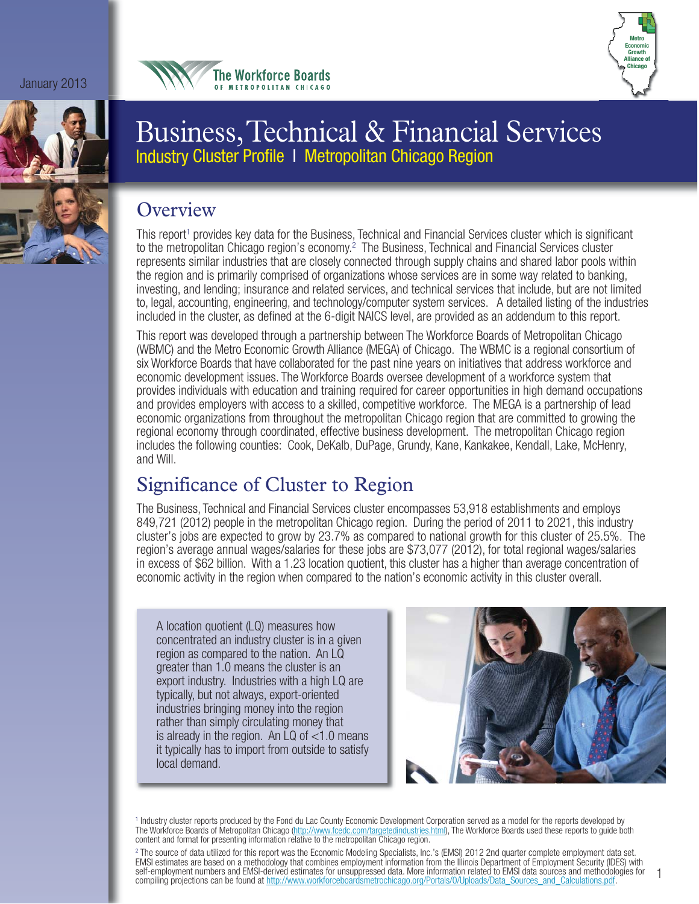January 2013

The Workforce Boards OF METROPOLITAN CHICAGO

Metro Economic Growth Alliance of Chicago

# Business, Technical & Financial Services

## Industry Cluster Profile | Metropolitan Chicago Region

## Overview

This report[1] provides key data for the Business, Technical and Financial Services cluster which is significant to the metropolitan Chicago region's economy.[2] The Business, Technical and Financial Services cluster represents similar industries that are closely connected through supply chains and shared labor pools within the region and is primarily comprised of organizations whose services are in some way related to banking, investing, and lending; insurance and related services, and technical services that include, but are not limited to, legal, accounting, engineering, and technology/computer system services. A detailed listing of the industries included in the cluster, as defined at the 6-digit NAICS level, are provided as an addendum to this report.

This report was developed through a partnership between The Workforce Boards of Metropolitan Chicago (WBMC) and the Metro Economic Growth Alliance (MEGA) of Chicago. The WBMC is a regional consortium of six Workforce Boards that have collaborated for the past nine years on initiatives that address workforce and economic development issues. The Workforce Boards oversee development of a workforce system that provides individuals with education and training required for career opportunities in high demand occupations and provides employers with access to a skilled, competitive workforce. The MEGA is a partnership of lead economic organizations from throughout the metropolitan Chicago region that are committed to growing the regional economy through coordinated, effective business development. The metropolitan Chicago region includes the following counties: Cook, DeKalb, DuPage, Grundy, Kane, Kankakee, Kendall, Lake, McHenry, and Will.

## Significance of Cluster to Region

The Business, Technical and Financial Services cluster encompasses 53,918 establishments and employs 849,721 (2012) people in the metropolitan Chicago region. During the period of 2011 to 2021, this industry cluster's jobs are expected to grow by 23.7% as compared to national growth for this cluster of 25.5%. The region's average annual wages/salaries for these jobs are $73,077 (2012), for total regional wages/salaries in excess of $62 billion. With a 1.23 location quotient, this cluster has a higher than average concentration of economic activity in the region when compared to the nation's economic activity in this cluster overall.

A location quotient (LQ) measures how concentrated an industry cluster is in a given region as compared to the nation. An LQ greater than 1.0 means the cluster is an export industry. Industries with a high LQ are typically, but not always, export-oriented industries bringing money into the region rather than simply circulating money that is already in the region. An LQ of <1.0 means it typically has to import from outside to satisfy local demand.

[1] Industry cluster reports produced by the Fond du Lac County Economic Development Corporation served as a model for the reports developed by The Workforce Boards of Metropolitan Chicago (http://www.fcedc.com/targetedindustries.html), The Workforce Boards used these reports to guide both content and format for presenting information relative to the metropolitan Chicago region.

[2] The source of data utilized for this report was the Economic Modeling Specialists, Inc.'s (EMSI) 2012 2nd quarter complete employment data set. EMSI estimates are based on a methodology that combines employment information from the Illinois Department of Employment Security (IDES) with self-employment numbers and EMSI-derived estimates for unsuppressed data. More information related to EMSI data sources and methodologies for compiling projections can be found at http://www.workforceboardsmetrochicago.org/Portals/0/Uploads/Data_Sources_and_Calculations.pdf.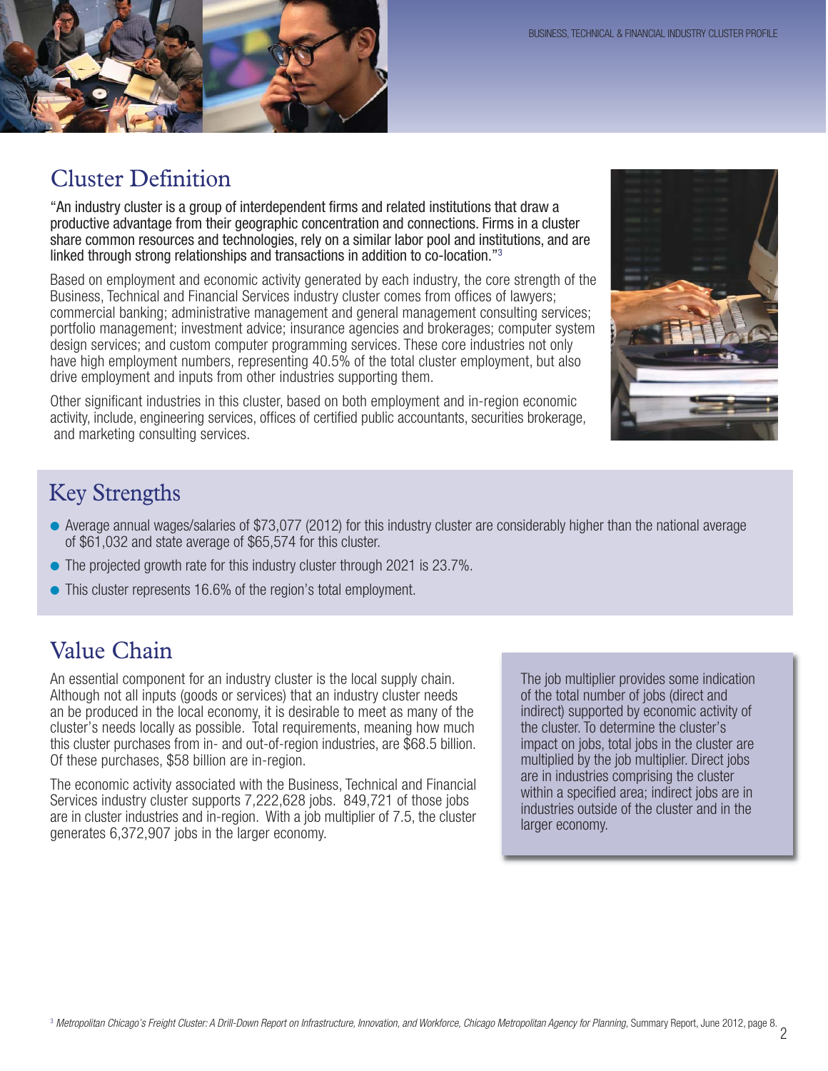## Cluster Definition

"An industry cluster is a group of interdependent firms and related institutions that draw a productive advantage from their geographic concentration and connections. Firms in a cluster share common resources and technologies, rely on a similar labor pool and institutions, and are linked through strong relationships and transactions in addition to co-location."[3]

Based on employment and economic activity generated by each industry, the core strength of the Business, Technical and Financial Services industry cluster comes from offices of lawyers; commercial banking; administrative management and general management consulting services; portfolio management; investment advice; insurance agencies and brokerages; computer system design services; and custom computer programming services. These core industries not only have high employment numbers, representing 40.5% of the total cluster employment, but also drive employment and inputs from other industries supporting them.

Other significant industries in this cluster, based on both employment and in-region economic activity, include, engineering services, offices of certified public accountants, securities brokerage, and marketing consulting services.

## Key Strengths

- Average annual wages/salaries of $73,077 (2012) for this industry cluster are considerably higher than the national average of $61,032 and state average of $65,574 for this cluster.
- The projected growth rate for this industry cluster through 2021 is 23.7%.
- This cluster represents 16.6% of the region's total employment.

## Value Chain

An essential component for an industry cluster is the local supply chain. Although not all inputs (goods or services) that an industry cluster needs an be produced in the local economy, it is desirable to meet as many of the cluster's needs locally as possible. Total requirements, meaning how much this cluster purchases from in- and out-of-region industries, are $68.5 billion. Of these purchases, $58 billion are in-region.

The economic activity associated with the Business, Technical and Financial Services industry cluster supports 7,222,628 jobs. 849,721 of those jobs are in cluster industries and in-region. With a job multiplier of 7.5, the cluster generates 6,372,907 jobs in the larger economy.

The job multiplier provides some indication of the total number of jobs (direct and indirect) supported by economic activity of the cluster. To determine the cluster's impact on jobs, total jobs in the cluster are multiplied by the job multiplier. Direct jobs are in industries comprising the cluster within a specified area; indirect jobs are in industries outside of the cluster and in the larger economy.

[3] *Metropolitan Chicago's Freight Cluster: A Drill-Down Report on Infrastructure, Innovation, and Workforce, Chicago Metropolitan Agency for Planning,* Summary Report, June 2012, page 8.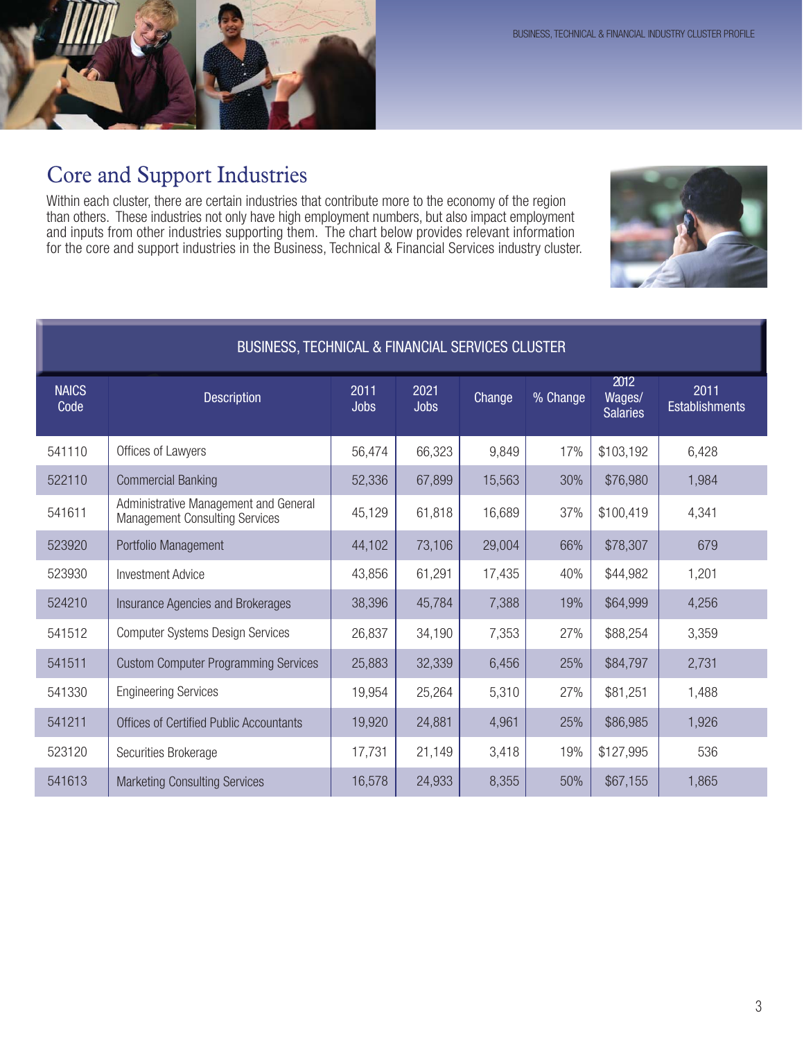## Core and Support Industries

Within each cluster, there are certain industries that contribute more to the economy of the region than others. These industries not only have high employment numbers, but also impact employment and inputs from other industries supporting them. The chart below provides relevant information for the core and support industries in the Business, Technical & Financial Services industry cluster.

| BUSINESS, TECHNICAL & FINANCIAL SERVICES CLUSTER | | | | | | | |
|---|---|---|---|---|---|---|---|
| NAICS Code | Description | 2011 Jobs | 2021 Jobs | Change | % Change | 2012 Wages/ Salaries | 2011 Establishments |
| 541110 | Offices of Lawyers | 56,474 | 66,323 | 9,849 | 17% | $103,192 | 6,428 |
| 522110 | Commercial Banking | 52,336 | 67,899 | 15,563 | 30% | $76,980 | 1,984 |
| 541611 | Administrative Management and General Management Consulting Services | 45,129 | 61,818 | 16,689 | 37% | $100,419 | 4,341 |
| 523920 | Portfolio Management | 44,102 | 73,106 | 29,004 | 66% | $78,307 | 679 |
| 523930 | Investment Advice | 43,856 | 61,291 | 17,435 | 40% | $44,982 | 1,201 |
| 524210 | Insurance Agencies and Brokerages | 38,396 | 45,784 | 7,388 | 19% | $64,999 | 4,256 |
| 541512 | Computer Systems Design Services | 26,837 | 34,190 | 7,353 | 27% | $88,254 | 3,359 |
| 541511 | Custom Computer Programming Services | 25,883 | 32,339 | 6,456 | 25% | $84,797 | 2,731 |
| 541330 | Engineering Services | 19,954 | 25,264 | 5,310 | 27% | $81,251 | 1,488 |
| 541211 | Offices of Certified Public Accountants | 19,920 | 24,881 | 4,961 | 25% | $86,985 | 1,926 |
| 523120 | Securities Brokerage | 17,731 | 21,149 | 3,418 | 19% | $127,995 | 536 |
| 541613 | Marketing Consulting Services | 16,578 | 24,933 | 8,355 | 50% | $67,155 | 1,865 |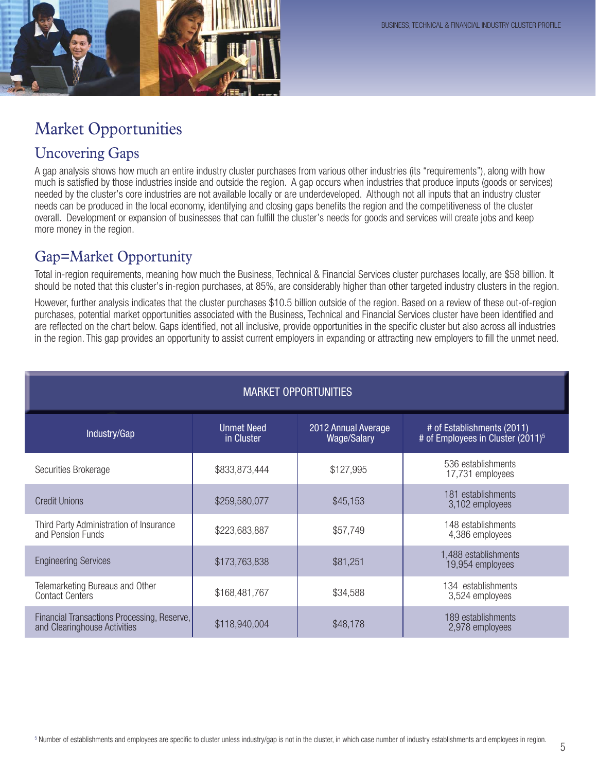# Market Opportunities

## Uncovering Gaps

A gap analysis shows how much an entire industry cluster purchases from various other industries (its "requirements"), along with how much is satisfied by those industries inside and outside the region. A gap occurs when industries that produce inputs (goods or services) needed by the cluster's core industries are not available locally or are underdeveloped. Although not all inputs that an industry cluster needs can be produced in the local economy, identifying and closing gaps benefits the region and the competitiveness of the cluster overall. Development or expansion of businesses that can fulfill the cluster's needs for goods and services will create jobs and keep more money in the region.

## Gap=Market Opportunity

Total in-region requirements, meaning how much the Business, Technical & Financial Services cluster purchases locally, are $58 billion. It should be noted that this cluster's in-region purchases, at 85%, are considerably higher than other targeted industry clusters in the region.

However, further analysis indicates that the cluster purchases $10.5 billion outside of the region. Based on a review of these out-of-region purchases, potential market opportunities associated with the Business, Technical and Financial Services cluster have been identified and are reflected on the chart below. Gaps identified, not all inclusive, provide opportunities in the specific cluster but also across all industries in the region. This gap provides an opportunity to assist current employers in expanding or attracting new employers to fill the unmet need.

| MARKET OPPORTUNITIES | | | |
|---|---|---|---|
| Industry/Gap | Unmet Need in Cluster | 2012 Annual Average Wage/Salary | # of Establishments (2011) # of Employees in Cluster (2011)[5] |
| Securities Brokerage | $833,873,444 | $127,995 | 536 establishments 17,731 employees |
| Credit Unions | $259,580,077 | $45,153 | 181 establishments 3,102 employees |
| Third Party Administration of Insurance and Pension Funds | $223,683,887 | $57,749 | 148 establishments 4,386 employees |
| Engineering Services | $173,763,838 | $81,251 | 1,488 establishments 19,954 employees |
| Telemarketing Bureaus and Other Contact Centers | $168,481,767 | $34,588 | 134 establishments 3,524 employees |
| Financial Transactions Processing, Reserve, and Clearinghouse Activities | $118,940,004 | $48,178 | 189 establishments 2,978 employees |

[5] Number of establishments and employees are specific to cluster unless industry/gap is not in the cluster, in which case number of industry establishments and employees in region.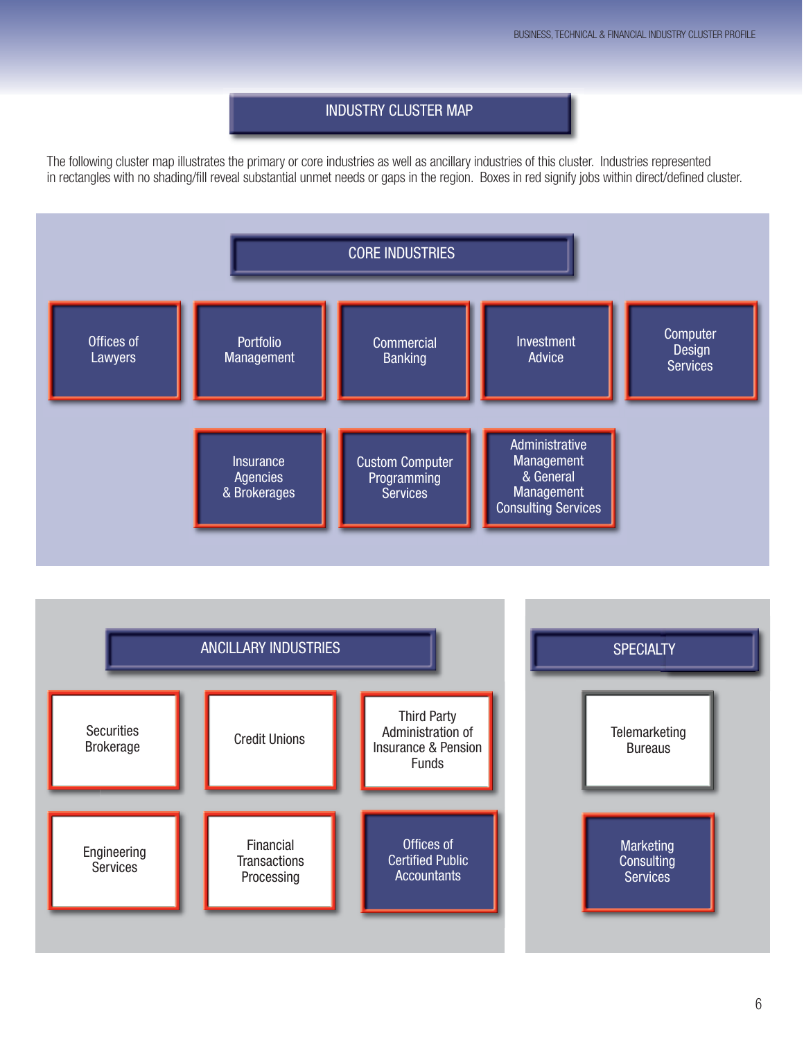## INDUSTRY CLUSTER MAP

The following cluster map illustrates the primary or core industries as well as ancillary industries of this cluster. Industries represented in rectangles with no shading/fill reveal substantial unmet needs or gaps in the region. Boxes in red signify jobs within direct/defined cluster.

### CORE INDUSTRIES

- Offices of Lawyers
- Portfolio Management
- Commercial Banking
- Investment Advice
- Computer Design Services
- Insurance Agencies & Brokerages
- Custom Computer Programming Services
- Administrative Management & General Management Consulting Services

### ANCILLARY INDUSTRIES

- Securities Brokerage
- Credit Unions
- Third Party Administration of Insurance & Pension Funds
- Engineering Services
- Financial Transactions Processing
- Offices of Certified Public Accountants

### SPECIALTY

- Telemarketing Bureaus
- Marketing Consulting Services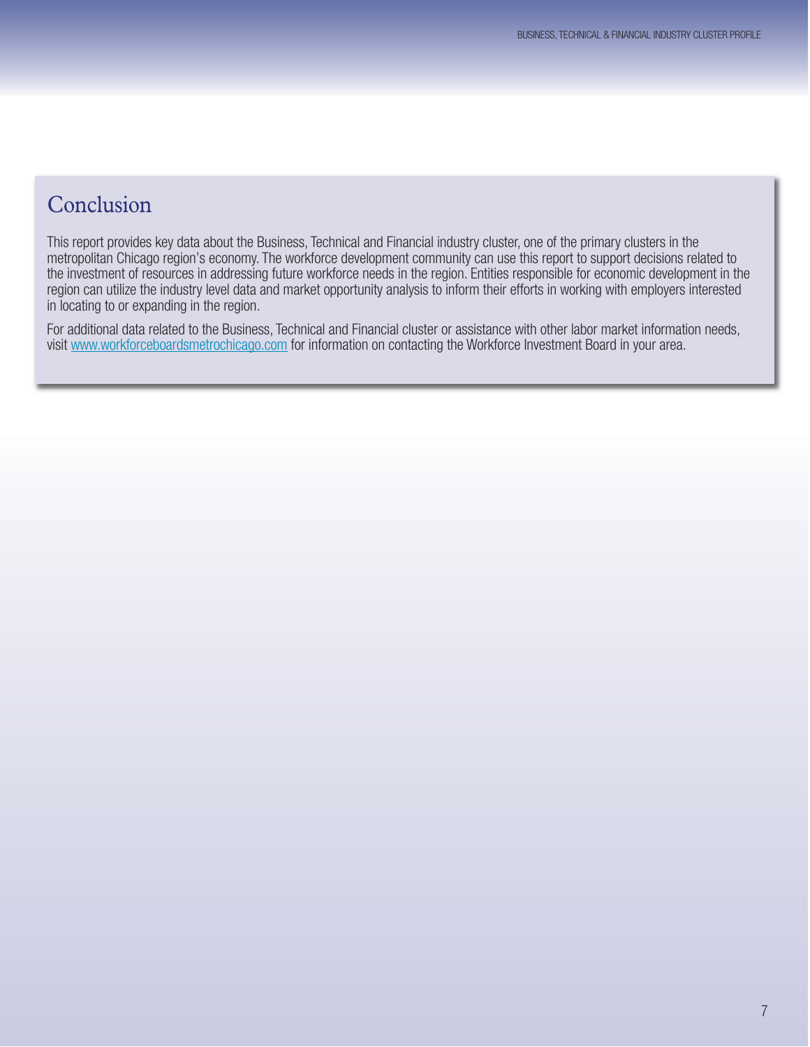## Conclusion

This report provides key data about the Business, Technical and Financial industry cluster, one of the primary clusters in the metropolitan Chicago region's economy. The workforce development community can use this report to support decisions related to the investment of resources in addressing future workforce needs in the region. Entities responsible for economic development in the region can utilize the industry level data and market opportunity analysis to inform their efforts in working with employers interested in locating to or expanding in the region.

For additional data related to the Business, Technical and Financial cluster or assistance with other labor market information needs, visit [www.workforceboardsmetrochicago.com](http://www.workforceboardsmetrochicago.com) for information on contacting the Workforce Investment Board in your area.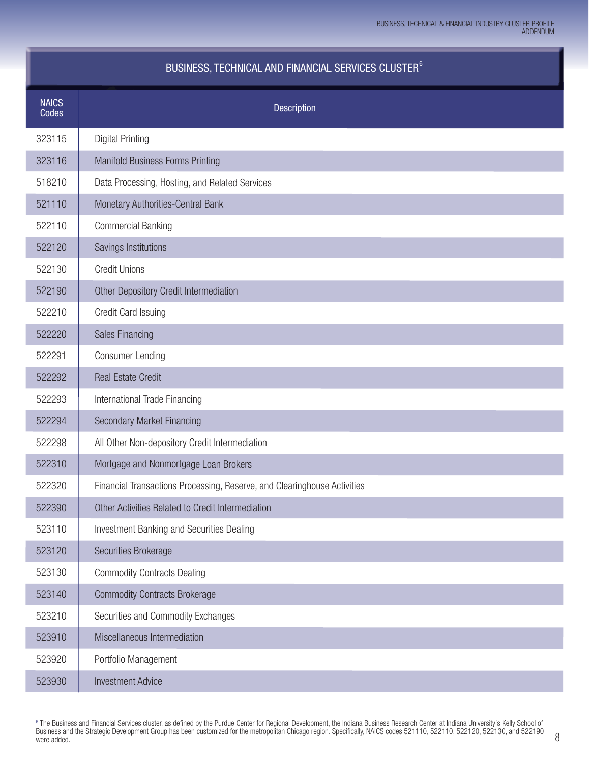## BUSINESS, TECHNICAL AND FINANCIAL SERVICES CLUSTER[6]

| NAICS Codes | Description |
|---|---|
| 323115 | Digital Printing |
| 323116 | Manifold Business Forms Printing |
| 518210 | Data Processing, Hosting, and Related Services |
| 521110 | Monetary Authorities-Central Bank |
| 522110 | Commercial Banking |
| 522120 | Savings Institutions |
| 522130 | Credit Unions |
| 522190 | Other Depository Credit Intermediation |
| 522210 | Credit Card Issuing |
| 522220 | Sales Financing |
| 522291 | Consumer Lending |
| 522292 | Real Estate Credit |
| 522293 | International Trade Financing |
| 522294 | Secondary Market Financing |
| 522298 | All Other Non-depository Credit Intermediation |
| 522310 | Mortgage and Nonmortgage Loan Brokers |
| 522320 | Financial Transactions Processing, Reserve, and Clearinghouse Activities |
| 522390 | Other Activities Related to Credit Intermediation |
| 523110 | Investment Banking and Securities Dealing |
| 523120 | Securities Brokerage |
| 523130 | Commodity Contracts Dealing |
| 523140 | Commodity Contracts Brokerage |
| 523210 | Securities and Commodity Exchanges |
| 523910 | Miscellaneous Intermediation |
| 523920 | Portfolio Management |
| 523930 | Investment Advice |

[6] The Business and Financial Services cluster, as defined by the Purdue Center for Regional Development, the Indiana Business Research Center at Indiana University's Kelly School of Business and the Strategic Development Group has been customized for the metropolitan Chicago region. Specifically, NAICS codes 521110, 522110, 522120, 522130, and 522190 were added.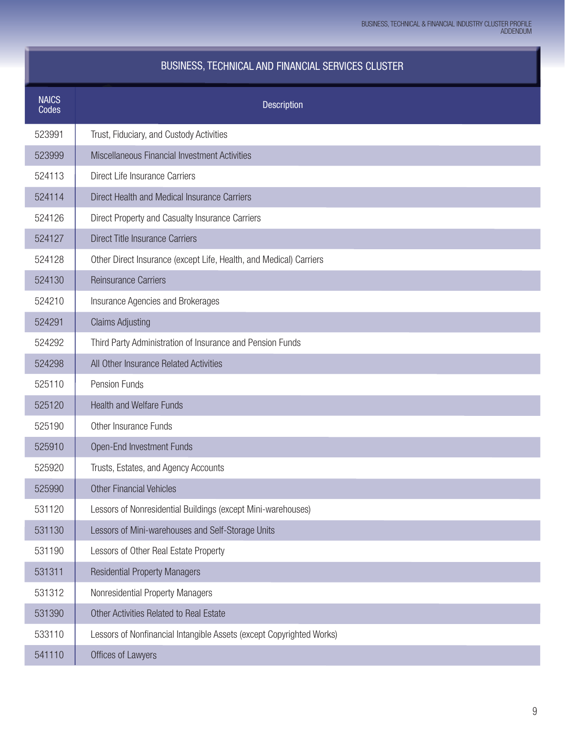| BUSINESS, TECHNICAL AND FINANCIAL SERVICES CLUSTER | |
|---|---|
| NAICS Codes | Description |
| 523991 | Trust, Fiduciary, and Custody Activities |
| 523999 | Miscellaneous Financial Investment Activities |
| 524113 | Direct Life Insurance Carriers |
| 524114 | Direct Health and Medical Insurance Carriers |
| 524126 | Direct Property and Casualty Insurance Carriers |
| 524127 | Direct Title Insurance Carriers |
| 524128 | Other Direct Insurance (except Life, Health, and Medical) Carriers |
| 524130 | Reinsurance Carriers |
| 524210 | Insurance Agencies and Brokerages |
| 524291 | Claims Adjusting |
| 524292 | Third Party Administration of Insurance and Pension Funds |
| 524298 | All Other Insurance Related Activities |
| 525110 | Pension Funds |
| 525120 | Health and Welfare Funds |
| 525190 | Other Insurance Funds |
| 525910 | Open-End Investment Funds |
| 525920 | Trusts, Estates, and Agency Accounts |
| 525990 | Other Financial Vehicles |
| 531120 | Lessors of Nonresidential Buildings (except Mini-warehouses) |
| 531130 | Lessors of Mini-warehouses and Self-Storage Units |
| 531190 | Lessors of Other Real Estate Property |
| 531311 | Residential Property Managers |
| 531312 | Nonresidential Property Managers |
| 531390 | Other Activities Related to Real Estate |
| 533110 | Lessors of Nonfinancial Intangible Assets (except Copyrighted Works) |
| 541110 | Offices of Lawyers |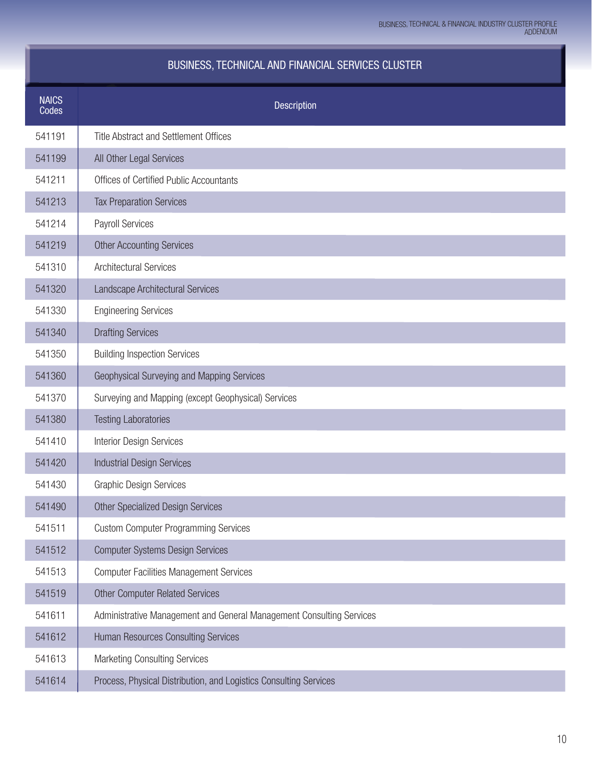## BUSINESS, TECHNICAL AND FINANCIAL SERVICES CLUSTER

| NAICS Codes | Description |
|---|---|
| 541191 | Title Abstract and Settlement Offices |
| 541199 | All Other Legal Services |
| 541211 | Offices of Certified Public Accountants |
| 541213 | Tax Preparation Services |
| 541214 | Payroll Services |
| 541219 | Other Accounting Services |
| 541310 | Architectural Services |
| 541320 | Landscape Architectural Services |
| 541330 | Engineering Services |
| 541340 | Drafting Services |
| 541350 | Building Inspection Services |
| 541360 | Geophysical Surveying and Mapping Services |
| 541370 | Surveying and Mapping (except Geophysical) Services |
| 541380 | Testing Laboratories |
| 541410 | Interior Design Services |
| 541420 | Industrial Design Services |
| 541430 | Graphic Design Services |
| 541490 | Other Specialized Design Services |
| 541511 | Custom Computer Programming Services |
| 541512 | Computer Systems Design Services |
| 541513 | Computer Facilities Management Services |
| 541519 | Other Computer Related Services |
| 541611 | Administrative Management and General Management Consulting Services |
| 541612 | Human Resources Consulting Services |
| 541613 | Marketing Consulting Services |
| 541614 | Process, Physical Distribution, and Logistics Consulting Services |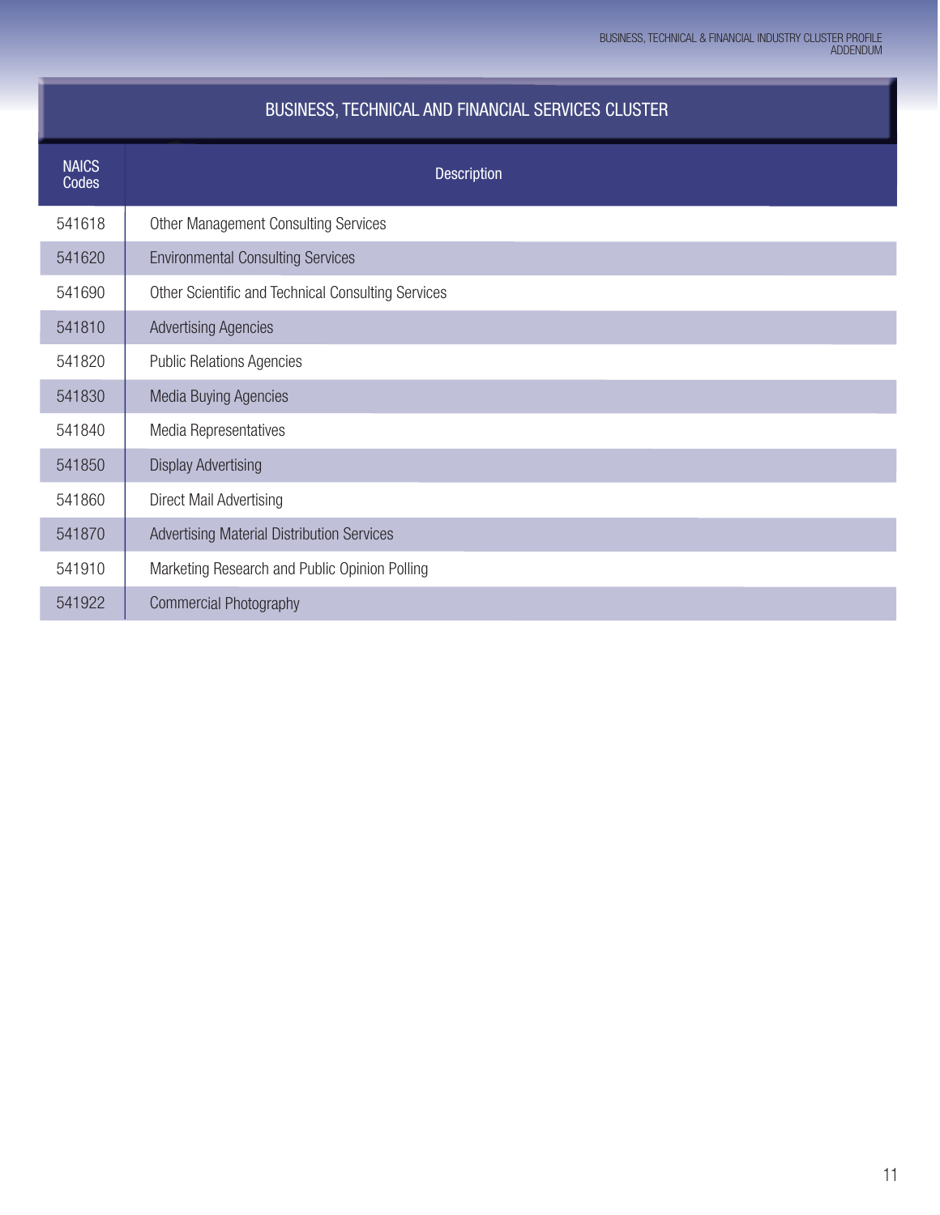| BUSINESS, TECHNICAL AND FINANCIAL SERVICES CLUSTER | |
|---|---|
| NAICS Codes | Description |
| 541618 | Other Management Consulting Services |
| 541620 | Environmental Consulting Services |
| 541690 | Other Scientific and Technical Consulting Services |
| 541810 | Advertising Agencies |
| 541820 | Public Relations Agencies |
| 541830 | Media Buying Agencies |
| 541840 | Media Representatives |
| 541850 | Display Advertising |
| 541860 | Direct Mail Advertising |
| 541870 | Advertising Material Distribution Services |
| 541910 | Marketing Research and Public Opinion Polling |
| 541922 | Commercial Photography |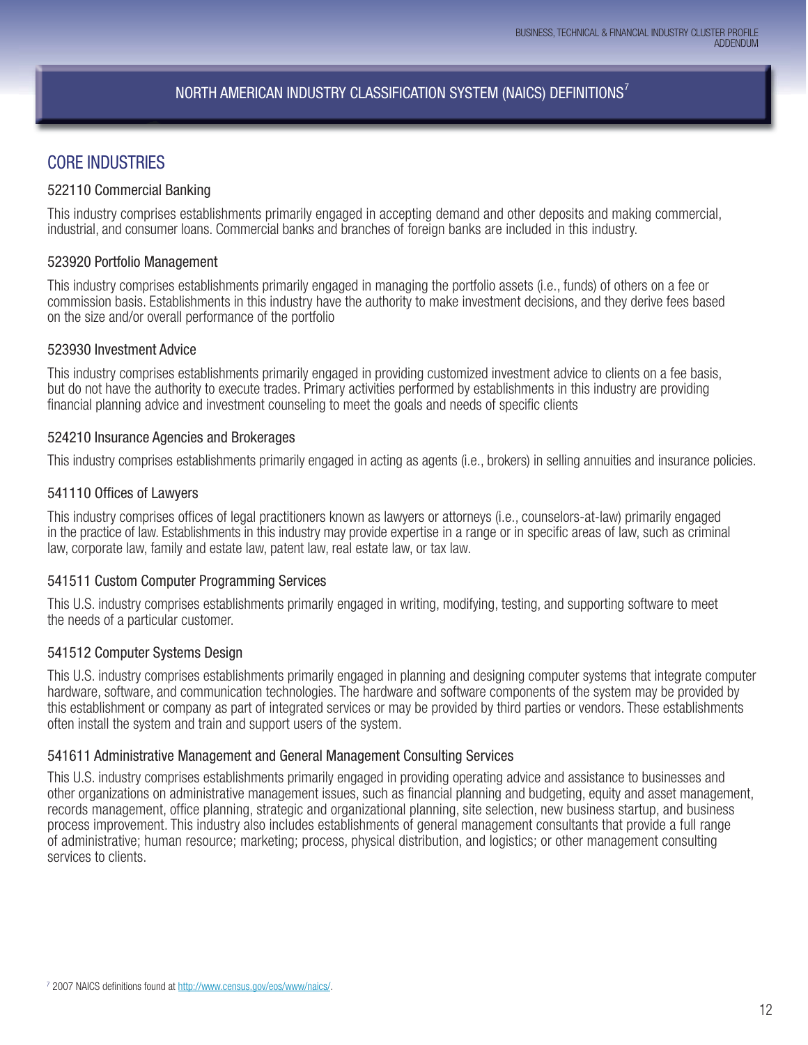# NORTH AMERICAN INDUSTRY CLASSIFICATION SYSTEM (NAICS) DEFINITIONS[7]

## CORE INDUSTRIES

### 522110 Commercial Banking

This industry comprises establishments primarily engaged in accepting demand and other deposits and making commercial, industrial, and consumer loans. Commercial banks and branches of foreign banks are included in this industry.

### 523920 Portfolio Management

This industry comprises establishments primarily engaged in managing the portfolio assets (i.e., funds) of others on a fee or commission basis. Establishments in this industry have the authority to make investment decisions, and they derive fees based on the size and/or overall performance of the portfolio

### 523930 Investment Advice

This industry comprises establishments primarily engaged in providing customized investment advice to clients on a fee basis, but do not have the authority to execute trades. Primary activities performed by establishments in this industry are providing financial planning advice and investment counseling to meet the goals and needs of specific clients

### 524210 Insurance Agencies and Brokerages

This industry comprises establishments primarily engaged in acting as agents (i.e., brokers) in selling annuities and insurance policies.

### 541110 Offices of Lawyers

This industry comprises offices of legal practitioners known as lawyers or attorneys (i.e., counselors-at-law) primarily engaged in the practice of law. Establishments in this industry may provide expertise in a range or in specific areas of law, such as criminal law, corporate law, family and estate law, patent law, real estate law, or tax law.

### 541511 Custom Computer Programming Services

This U.S. industry comprises establishments primarily engaged in writing, modifying, testing, and supporting software to meet the needs of a particular customer.

### 541512 Computer Systems Design

This U.S. industry comprises establishments primarily engaged in planning and designing computer systems that integrate computer hardware, software, and communication technologies. The hardware and software components of the system may be provided by this establishment or company as part of integrated services or may be provided by third parties or vendors. These establishments often install the system and train and support users of the system.

### 541611 Administrative Management and General Management Consulting Services

This U.S. industry comprises establishments primarily engaged in providing operating advice and assistance to businesses and other organizations on administrative management issues, such as financial planning and budgeting, equity and asset management, records management, office planning, strategic and organizational planning, site selection, new business startup, and business process improvement. This industry also includes establishments of general management consultants that provide a full range of administrative; human resource; marketing; process, physical distribution, and logistics; or other management consulting services to clients.

[7] 2007 NAICS definitions found at http://www.census.gov/eos/www/naics/.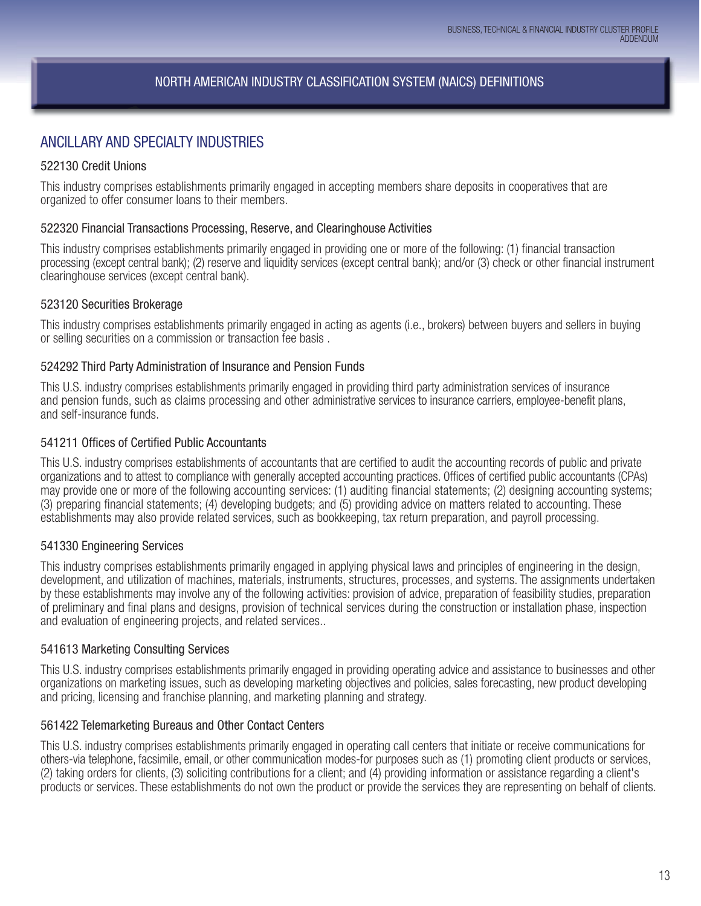# NORTH AMERICAN INDUSTRY CLASSIFICATION SYSTEM (NAICS) DEFINITIONS

## ANCILLARY AND SPECIALTY INDUSTRIES

### 522130 Credit Unions

This industry comprises establishments primarily engaged in accepting members share deposits in cooperatives that are organized to offer consumer loans to their members.

### 522320 Financial Transactions Processing, Reserve, and Clearinghouse Activities

This industry comprises establishments primarily engaged in providing one or more of the following: (1) financial transaction processing (except central bank); (2) reserve and liquidity services (except central bank); and/or (3) check or other financial instrument clearinghouse services (except central bank).

### 523120 Securities Brokerage

This industry comprises establishments primarily engaged in acting as agents (i.e., brokers) between buyers and sellers in buying or selling securities on a commission or transaction fee basis .

### 524292 Third Party Administration of Insurance and Pension Funds

This U.S. industry comprises establishments primarily engaged in providing third party administration services of insurance and pension funds, such as claims processing and other administrative services to insurance carriers, employee-benefit plans, and self-insurance funds.

### 541211 Offices of Certified Public Accountants

This U.S. industry comprises establishments of accountants that are certified to audit the accounting records of public and private organizations and to attest to compliance with generally accepted accounting practices. Offices of certified public accountants (CPAs) may provide one or more of the following accounting services: (1) auditing financial statements; (2) designing accounting systems; (3) preparing financial statements; (4) developing budgets; and (5) providing advice on matters related to accounting. These establishments may also provide related services, such as bookkeeping, tax return preparation, and payroll processing.

### 541330 Engineering Services

This industry comprises establishments primarily engaged in applying physical laws and principles of engineering in the design, development, and utilization of machines, materials, instruments, structures, processes, and systems. The assignments undertaken by these establishments may involve any of the following activities: provision of advice, preparation of feasibility studies, preparation of preliminary and final plans and designs, provision of technical services during the construction or installation phase, inspection and evaluation of engineering projects, and related services..

### 541613 Marketing Consulting Services

This U.S. industry comprises establishments primarily engaged in providing operating advice and assistance to businesses and other organizations on marketing issues, such as developing marketing objectives and policies, sales forecasting, new product developing and pricing, licensing and franchise planning, and marketing planning and strategy.

### 561422 Telemarketing Bureaus and Other Contact Centers

This U.S. industry comprises establishments primarily engaged in operating call centers that initiate or receive communications for others-via telephone, facsimile, email, or other communication modes-for purposes such as (1) promoting client products or services, (2) taking orders for clients, (3) soliciting contributions for a client; and (4) providing information or assistance regarding a client's products or services. These establishments do not own the product or provide the services they are representing on behalf of clients.